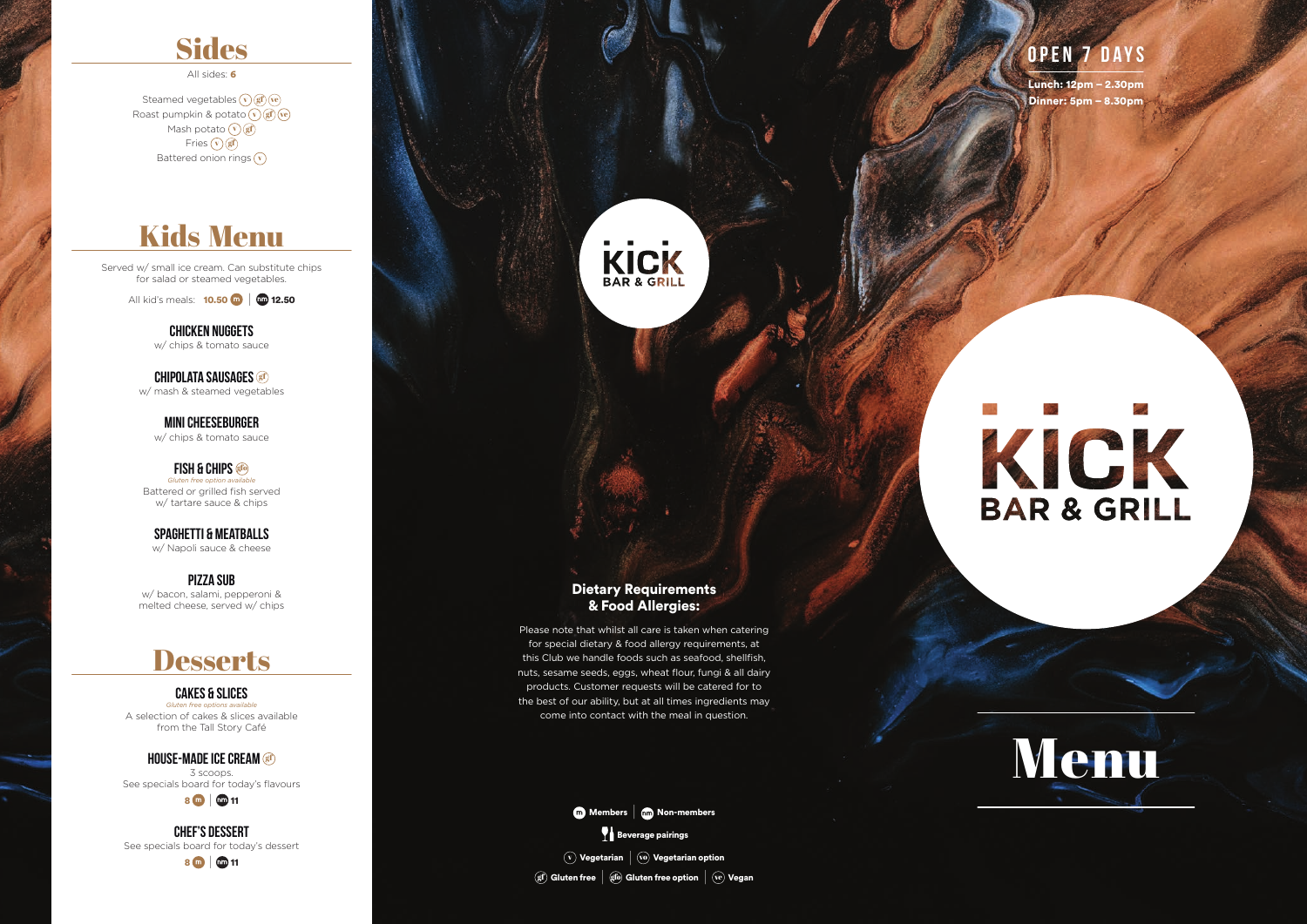## Sides

All sides: **6**

Steamed vegetables (v) (gf) (ve)
Roast pumpkin & potato (v) (gf) (ve)
Mash potato (v) (gf)
Fries (v) (gf)
Battered onion rings (v)

## Kids Menu

Served w/ small ice cream. Can substitute chips for salad or steamed vegetables.

All kid's meals: **10.50** (m) | (nm) **12.50**

### CHICKEN NUGGETS
w/ chips & tomato sauce

### CHIPOLATA SAUSAGES (gf)
w/ mash & steamed vegetables

### MINI CHEESEBURGER
w/ chips & tomato sauce

### FISH & CHIPS (gfo)
*Gluten free option available*
Battered or grilled fish served w/ tartare sauce & chips

### SPAGHETTI & MEATBALLS
w/ Napoli sauce & cheese

### PIZZA SUB
w/ bacon, salami, pepperoni & melted cheese, served w/ chips

## Desserts

### CAKES & SLICES
*Gluten free options available*
A selection of cakes & slices available from the Tall Story Café

### HOUSE-MADE ICE CREAM (gf)
3 scoops.
See specials board for today's flavours

**8** (m) | (nm) **11**

### CHEF'S DESSERT
See specials board for today's dessert

**8** (m) | (nm) **11**

KICK BAR & GRILL

### Dietary Requirements & Food Allergies:

Please note that whilst all care is taken when catering for special dietary & food allergy requirements, at this Club we handle foods such as seafood, shellfish, nuts, sesame seeds, eggs, wheat flour, fungi & all dairy products. Customer requests will be catered for to the best of our ability, but at all times ingredients may come into contact with the meal in question.

(m) **Members** | (nm) **Non-members**

**Beverage pairings**

(v) **Vegetarian** | (vo) **Vegetarian option**

(gf) **Gluten free** | (gfo) **Gluten free option** | (ve) **Vegan**

## OPEN 7 DAYS

**Lunch: 12pm – 2.30pm**
**Dinner: 5pm – 8.30pm**

# KICK BAR & GRILL

# Menu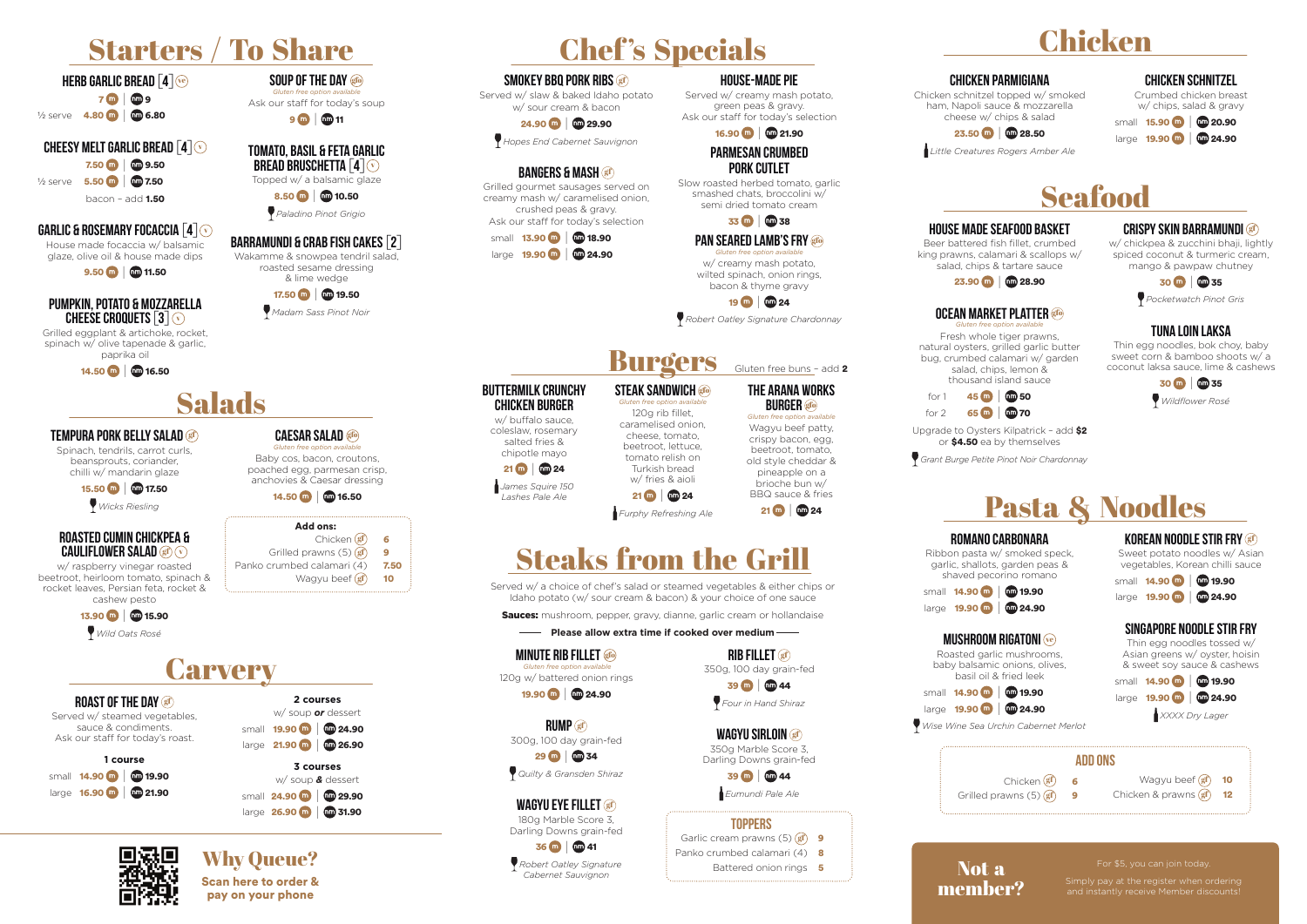# Starters / To Share

### HERB GARLIC BREAD [4] (ve)

7 (m) | (nm) 9

½ serve 4.80 (m) | (nm) 6.80

### CHEESY MELT GARLIC BREAD [4] (v)

7.50 (m) | (nm) 9.50

½ serve 5.50 (m) | (nm) 7.50

bacon – add **1.50**

### GARLIC & ROSEMARY FOCACCIA [4] (v)

House made focaccia w/ balsamic glaze, olive oil & house made dips

9.50 (m) | (nm) 11.50

### PUMPKIN, POTATO & MOZZARELLA CHEESE CROQUETS [3] (v)

Grilled eggplant & artichoke, rocket, spinach w/ olive tapenade & garlic, paprika oil

14.50 (m) | (nm) 16.50

### SOUP OF THE DAY (gfo)

*Gluten free option available*

Ask our staff for today's soup

9 (m) | (nm) 11

### TOMATO, BASIL & FETA GARLIC BREAD BRUSCHETTA [4] (v)

Topped w/ a balsamic glaze

8.50 (m) | (nm) 10.50

*Paladino Pinot Grigio*

### BARRAMUNDI & CRAB FISH CAKES [2]

Wakamme & snowpea tendril salad, roasted sesame dressing & lime wedge

17.50 (m) | (nm) 19.50

*Madam Sass Pinot Noir*

# Salads

### TEMPURA PORK BELLY SALAD (gf)

Spinach, tendrils, carrot curls, beansprouts, coriander, chilli w/ mandarin glaze

15.50 (m) | (nm) 17.50

*Wicks Riesling*

### ROASTED CUMIN CHICKPEA & CAULIFLOWER SALAD (gf) (v)

w/ raspberry vinegar roasted beetroot, heirloom tomato, spinach & rocket leaves, Persian feta, rocket & cashew pesto

13.90 (m) | (nm) 15.90

*Wild Oats Rosé*

### CAESAR SALAD (gfo)

*Gluten free option available*

Baby cos, bacon, croutons, poached egg, parmesan crisp, anchovies & Caesar dressing

14.50 (m) | (nm) 16.50

**Add ons:**

| | |
|---|---|
| Chicken (gf) | 6 |
| Grilled prawns (5) (gf) | 9 |
| Panko crumbed calamari (4) | 7.50 |
| Wagyu beef (gf) | 10 |

# Carvery

### ROAST OF THE DAY (gf)

Served w/ steamed vegetables, sauce & condiments. Ask our staff for today's roast.

**1 course**

small 14.90 (m) | (nm) 19.90

large 16.90 (m) | (nm) 21.90

**2 courses**

w/ soup ***or*** dessert

small 19.90 (m) | (nm) 24.90

large 21.90 (m) | (nm) 26.90

**3 courses**

w/ soup ***&*** dessert

small 24.90 (m) | (nm) 29.90

large 26.90 (m) | (nm) 31.90

## Why Queue?

**Scan here to order & pay on your phone**

# Chef's Specials

### SMOKEY BBQ PORK RIBS (gf)

Served w/ slaw & baked Idaho potato w/ sour cream & bacon

24.90 (m) | (nm) 29.90

*Hopes End Cabernet Sauvignon*

### BANGERS & MASH (gf)

Grilled gourmet sausages served on creamy mash w/ caramelised onion, crushed peas & gravy. Ask our staff for today's selection

small 13.90 (m) | (nm) 18.90

large 19.90 (m) | (nm) 24.90

### HOUSE-MADE PIE

Served w/ creamy mash potato, green peas & gravy. Ask our staff for today's selection

16.90 (m) | (nm) 21.90

### PARMESAN CRUMBED PORK CUTLET

Slow roasted herbed tomato, garlic smashed chats, broccolini w/ semi dried tomato cream

33 (m) | (nm) 38

### PAN SEARED LAMB'S FRY (gfo)

*Gluten free option available*

w/ creamy mash potato, wilted spinach, onion rings, bacon & thyme gravy

19 (m) | (nm) 24

*Robert Oatley Signature Chardonnay*

# Burgers

Gluten free buns – add **2**

### BUTTERMILK CRUNCHY CHICKEN BURGER

w/ buffalo sauce, coleslaw, rosemary salted fries & chipotle mayo

21 (m) | (nm) 24

*James Squire 150 Lashes Pale Ale*

### STEAK SANDWICH (gfo)

*Gluten free option available*

120g rib fillet, caramelised onion, cheese, tomato, beetroot, lettuce, tomato relish on Turkish bread w/ fries & aioli

21 (m) | (nm) 24

*Furphy Refreshing Ale*

### THE ARANA WORKS BURGER (gfo)

*Gluten free option available*

Wagyu beef patty, crispy bacon, egg, beetroot, tomato, old style cheddar & pineapple on a brioche bun w/ BBQ sauce & fries

21 (m) | (nm) 24

# Steaks from the Grill

Served w/ a choice of chef's salad or steamed vegetables & either chips or Idaho potato (w/ sour cream & bacon) & your choice of one sauce

**Sauces:** mushroom, pepper, gravy, dianne, garlic cream or hollandaise

**Please allow extra time if cooked over medium**

### MINUTE RIB FILLET (gfo)

*Gluten free option available*

120g w/ battered onion rings

19.90 (m) | (nm) 24.90

### RUMP (gf)

300g, 100 day grain-fed

29 (m) | (nm) 34

*Quilty & Gransden Shiraz*

### WAGYU EYE FILLET (gf)

180g Marble Score 3, Darling Downs grain-fed

36 (m) | (nm) 41

*Robert Oatley Signature Cabernet Sauvignon*

### RIB FILLET (gf)

350g, 100 day grain-fed

39 (m) | (nm) 44

*Four in Hand Shiraz*

### WAGYU SIRLOIN (gf)

350g Marble Score 3, Darling Downs grain-fed

39 (m) | (nm) 44

*Eumundi Pale Ale*

**TOPPERS**

| | |
|---|---|
| Garlic cream prawns (5) (gf) | 9 |
| Panko crumbed calamari (4) | 8 |
| Battered onion rings | 5 |

# Chicken

### CHICKEN PARMIGIANA

Chicken schnitzel topped w/ smoked ham, Napoli sauce & mozzarella cheese w/ chips & salad

23.50 (m) | (nm) 28.50

*Little Creatures Rogers Amber Ale*

### CHICKEN SCHNITZEL

Crumbed chicken breast w/ chips, salad & gravy

small 15.90 (m) | (nm) 20.90

large 19.90 (m) | (nm) 24.90

# Seafood

### HOUSE MADE SEAFOOD BASKET

Beer battered fish fillet, crumbed king prawns, calamari & scallops w/ salad, chips & tartare sauce

23.90 (m) | (nm) 28.90

### OCEAN MARKET PLATTER (gfo)

*Gluten free option available*

Fresh whole tiger prawns, natural oysters, grilled garlic butter bug, crumbed calamari w/ garden salad, chips, lemon & thousand island sauce

for 1 45 (m) | (nm) 50

for 2 65 (m) | (nm) 70

Upgrade to Oysters Kilpatrick – add **$2** or **$4.50** ea by themselves

*Grant Burge Petite Pinot Noir Chardonnay*

### CRISPY SKIN BARRAMUNDI (gf)

w/ chickpea & zucchini bhaji, lightly spiced coconut & turmeric cream, mango & pawpaw chutney

30 (m) | (nm) 35

*Pocketwatch Pinot Gris*

### TUNA LOIN LAKSA

Thin egg noodles, bok choy, baby sweet corn & bamboo shoots w/ a coconut laksa sauce, lime & cashews

30 (m) | (nm) 35

*Wildflower Rosé*

# Pasta & Noodles

### ROMANO CARBONARA

Ribbon pasta w/ smoked speck, garlic, shallots, garden peas & shaved pecorino romano

small 14.90 (m) | (nm) 19.90

large 19.90 (m) | (nm) 24.90

### MUSHROOM RIGATONI (ve)

Roasted garlic mushrooms, baby balsamic onions, olives, basil oil & fried leek

small 14.90 (m) | (nm) 19.90

large 19.90 (m) | (nm) 24.90

*Wise Wine Sea Urchin Cabernet Merlot*

### KOREAN NOODLE STIR FRY (gf)

Sweet potato noodles w/ Asian vegetables, Korean chilli sauce

small 14.90 (m) | (nm) 19.90

large 19.90 (m) | (nm) 24.90

### SINGAPORE NOODLE STIR FRY

Thin egg noodles tossed w/ Asian greens w/ oyster, hoisin & sweet soy sauce & cashews

small 14.90 (m) | (nm) 19.90

large 19.90 (m) | (nm) 24.90

*XXXX Dry Lager*

**ADD ONS**

| | | | |
|---|---|---|---|
| Chicken (gf) | 6 | Wagyu beef (gf) | 10 |
| Grilled prawns (5) (gf) | 9 | Chicken & prawns (gf) | 12 |

## Not a member?

For $5, you can join today.

Simply pay at the register when ordering and instantly receive Member discounts!